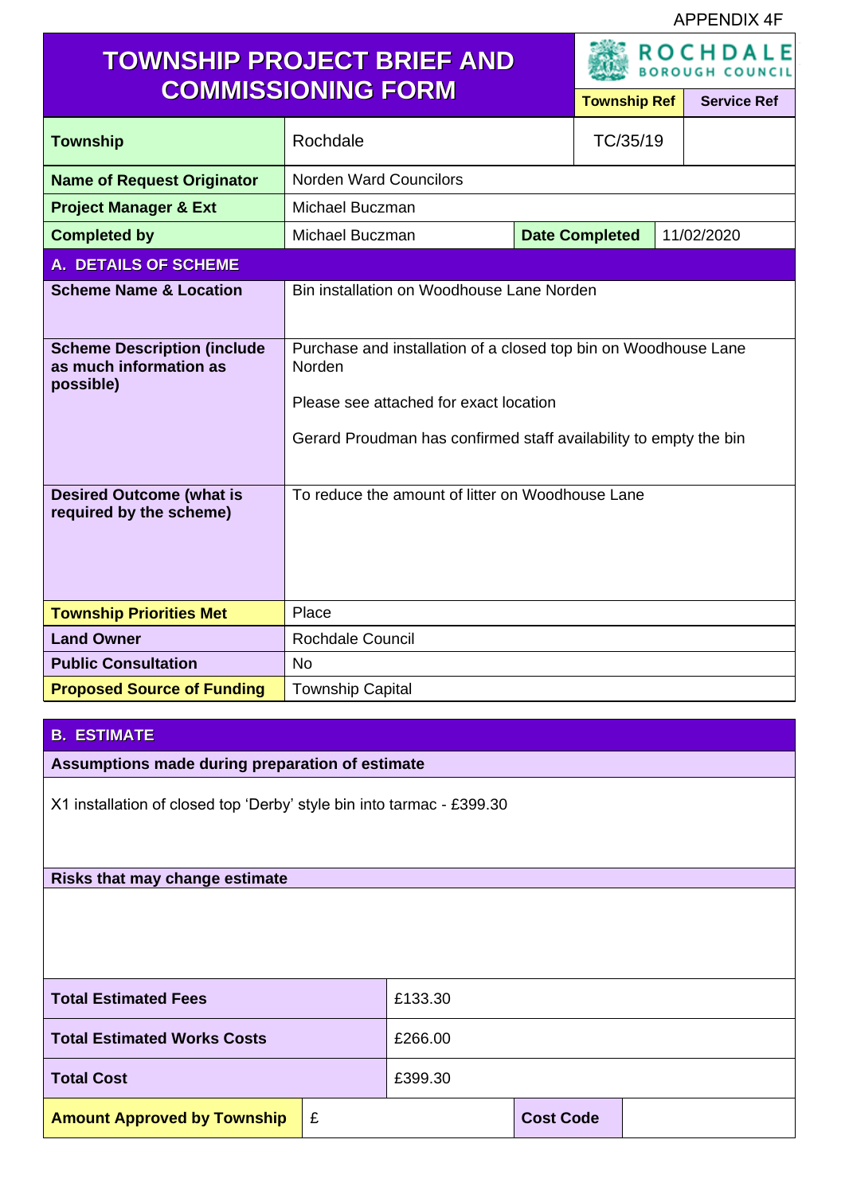APPENDIX 4F

# TOWNSHIP PROJECT BRIEF AND COMMISSIONING FORM

ROCHDALE BOROUGH COUNCIL

| | | Township Ref | Service Ref |
|---|---|---|---|
| **Township** | Rochdale | TC/35/19 | |

| | | | |
|---|---|---|---|
| **Name of Request Originator** | Norden Ward Councilors | | |
| **Project Manager & Ext** | Michael Buczman | | |
| **Completed by** | Michael Buczman | **Date Completed** | 11/02/2020 |

## A. DETAILS OF SCHEME

| | |
|---|---|
| **Scheme Name & Location** | Bin installation on Woodhouse Lane Norden |
| **Scheme Description (include as much information as possible)** | Purchase and installation of a closed top bin on Woodhouse Lane Norden<br><br>Please see attached for exact location<br><br>Gerard Proudman has confirmed staff availability to empty the bin |
| **Desired Outcome (what is required by the scheme)** | To reduce the amount of litter on Woodhouse Lane |
| **Township Priorities Met** | Place |
| **Land Owner** | Rochdale Council |
| **Public Consultation** | No |
| **Proposed Source of Funding** | Township Capital |

## B. ESTIMATE

**Assumptions made during preparation of estimate**

X1 installation of closed top 'Derby' style bin into tarmac - £399.30

**Risks that may change estimate**

| | |
|---|---|
| **Total Estimated Fees** | £133.30 |
| **Total Estimated Works Costs** | £266.00 |
| **Total Cost** | £399.30 |

| | | | |
|---|---|---|---|
| **Amount Approved by Township** | £ | **Cost Code** | |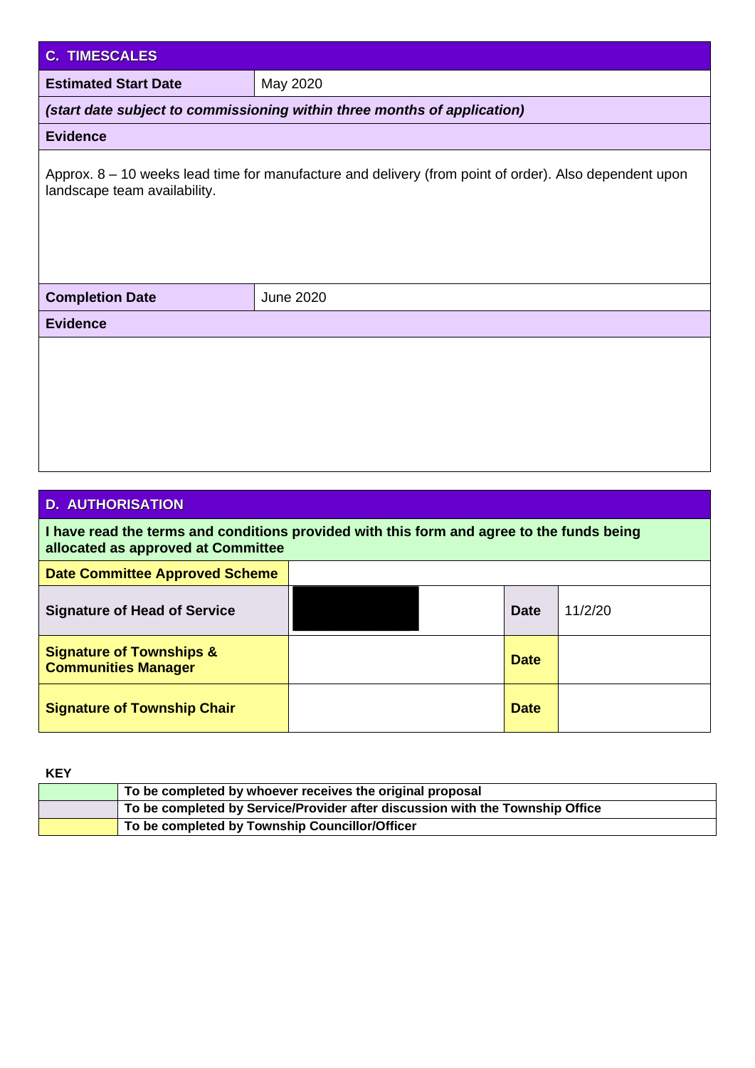## C. TIMESCALES

| | |
|---|---|
| **Estimated Start Date** | May 2020 |
| ***(start date subject to commissioning within three months of application)*** | |
| **Evidence** | |
| Approx. 8 – 10 weeks lead time for manufacture and delivery (from point of order). Also dependent upon landscape team availability. | |
| **Completion Date** | June 2020 |
| **Evidence** | |
| | |

## D. AUTHORISATION

**I have read the terms and conditions provided with this form and agree to the funds being allocated as approved at Committee**

| | | | |
|---|---|---|---|
| **Date Committee Approved Scheme** | | | |
| **Signature of Head of Service** | [REDACTED] | **Date** | 11/2/20 |
| **Signature of Townships & Communities Manager** | | **Date** | |
| **Signature of Township Chair** | | **Date** | |

**KEY**

| | |
|---|---|
| (green) | **To be completed by whoever receives the original proposal** |
| (grey) | **To be completed by Service/Provider after discussion with the Township Office** |
| (yellow) | **To be completed by Township Councillor/Officer** |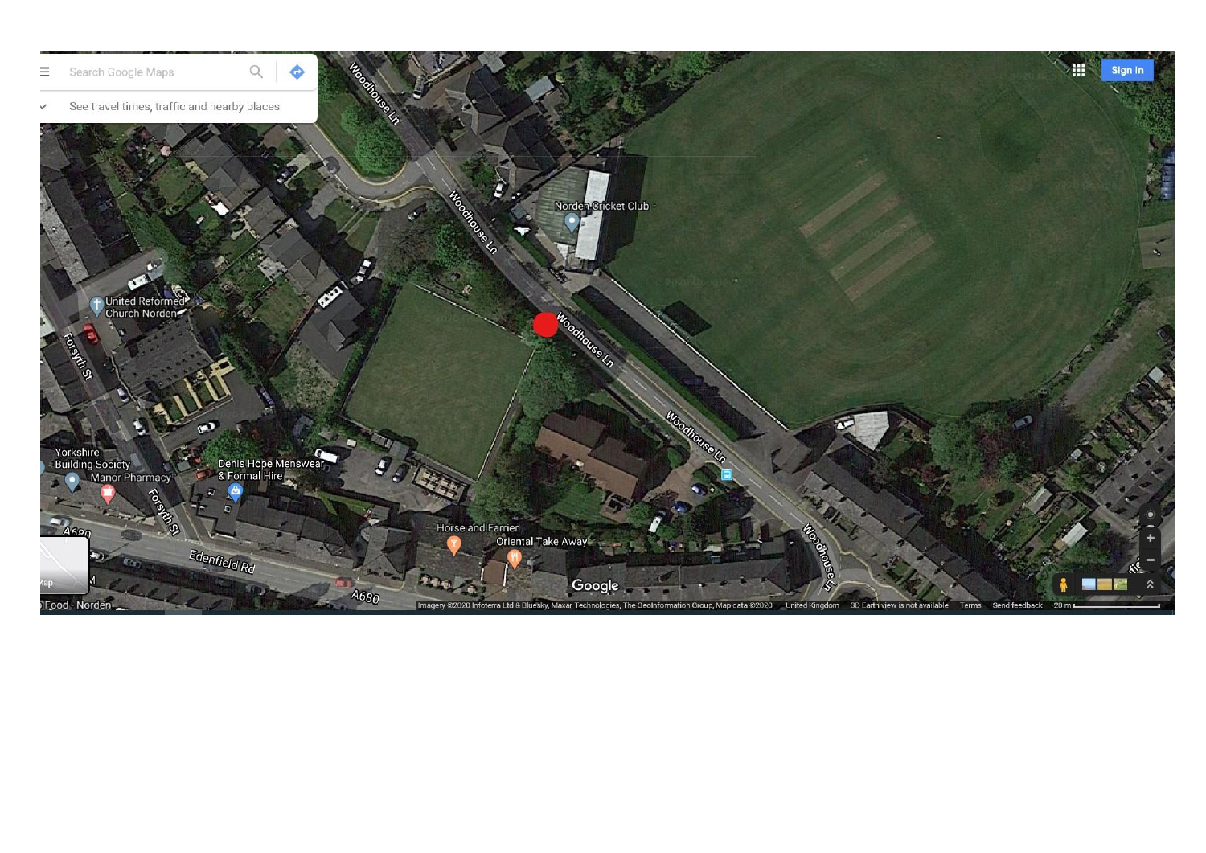Search Google Maps

See travel times, traffic and nearby places

Sign in

Woodhouse Ln

Woodhouse Ln

Norden Cricket Club

Woodhouse Ln

Woodhouse Ln

Woodhouse Ln

United Reformed Church Norden

Forsyth St

Yorkshire Building Society

Manor Pharmacy

Denis Hope Menswear & Formal Hire

Forsyth St

A680

Edenfield Rd

A680

Horse and Farrier

Oriental Take Away

Google

Food - Norden

Imagery ©2020 Infoterra Ltd & Bluesky, Maxar Technologies, The GeoInformation Group, Map data ©2020 United Kingdom 3D Earth view is not available Terms Send feedback 20 m